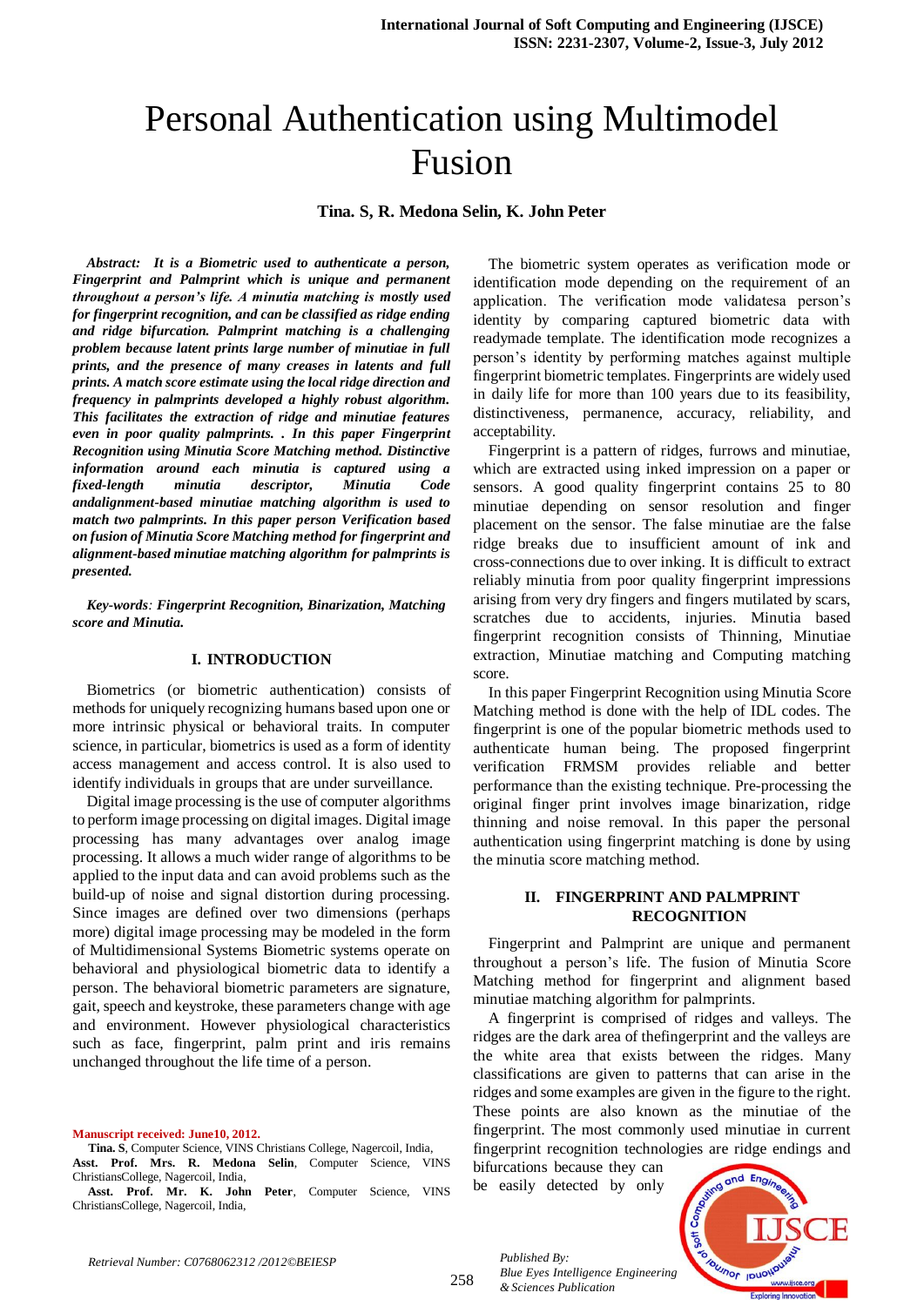# Personal Authentication using Multimodel Fusion

**Tina. S, R. Medona Selin, K. John Peter**

***Abstract:** It is a Biometric used to authenticate a person, Fingerprint and Palmprint which is unique and permanent throughout a person's life. A minutia matching is mostly used for fingerprint recognition, and can be classified as ridge ending and ridge bifurcation. Palmprint matching is a challenging problem because latent prints large number of minutiae in full prints, and the presence of many creases in latents and full prints. A match score estimate using the local ridge direction and frequency in palmprints developed a highly robust algorithm. This facilitates the extraction of ridge and minutiae features even in poor quality palmprints. . In this paper Fingerprint Recognition using Minutia Score Matching method. Distinctive information around each minutia is captured using a fixed-length minutia descriptor, Minutia Code andalignment-based minutiae matching algorithm is used to match two palmprints. In this paper person Verification based on fusion of Minutia Score Matching method for fingerprint and alignment-based minutiae matching algorithm for palmprints is presented.*

***Key-words**: Fingerprint Recognition, Binarization, Matching score and Minutia.*

## I. INTRODUCTION

Biometrics (or biometric authentication) consists of methods for uniquely recognizing humans based upon one or more intrinsic physical or behavioral traits. In computer science, in particular, biometrics is used as a form of identity access management and access control. It is also used to identify individuals in groups that are under surveillance.

Digital image processing is the use of computer algorithms to perform image processing on digital images. Digital image processing has many advantages over analog image processing. It allows a much wider range of algorithms to be applied to the input data and can avoid problems such as the build-up of noise and signal distortion during processing. Since images are defined over two dimensions (perhaps more) digital image processing may be modeled in the form of Multidimensional Systems Biometric systems operate on behavioral and physiological biometric data to identify a person. The behavioral biometric parameters are signature, gait, speech and keystroke, these parameters change with age and environment. However physiological characteristics such as face, fingerprint, palm print and iris remains unchanged throughout the life time of a person.

The biometric system operates as verification mode or identification mode depending on the requirement of an application. The verification mode validatesa person's identity by comparing captured biometric data with readymade template. The identification mode recognizes a person's identity by performing matches against multiple fingerprint biometric templates. Fingerprints are widely used in daily life for more than 100 years due to its feasibility, distinctiveness, permanence, accuracy, reliability, and acceptability.

Fingerprint is a pattern of ridges, furrows and minutiae, which are extracted using inked impression on a paper or sensors. A good quality fingerprint contains 25 to 80 minutiae depending on sensor resolution and finger placement on the sensor. The false minutiae are the false ridge breaks due to insufficient amount of ink and cross-connections due to over inking. It is difficult to extract reliably minutia from poor quality fingerprint impressions arising from very dry fingers and fingers mutilated by scars, scratches due to accidents, injuries. Minutia based fingerprint recognition consists of Thinning, Minutiae extraction, Minutiae matching and Computing matching score.

In this paper Fingerprint Recognition using Minutia Score Matching method is done with the help of IDL codes. The fingerprint is one of the popular biometric methods used to authenticate human being. The proposed fingerprint verification FRMSM provides reliable and better performance than the existing technique. Pre-processing the original finger print involves image binarization, ridge thinning and noise removal. In this paper the personal authentication using fingerprint matching is done by using the minutia score matching method.

## II. FINGERPRINT AND PALMPRINT RECOGNITION

Fingerprint and Palmprint are unique and permanent throughout a person's life. The fusion of Minutia Score Matching method for fingerprint and alignment based minutiae matching algorithm for palmprints.

A fingerprint is comprised of ridges and valleys. The ridges are the dark area of thefingerprint and the valleys are the white area that exists between the ridges. Many classifications are given to patterns that can arise in the ridges and some examples are given in the figure to the right. These points are also known as the minutiae of the fingerprint. The most commonly used minutiae in current fingerprint recognition technologies are ridge endings and bifurcations because they can be easily detected by only

**Manuscript received: June10, 2012.**

**Tina. S**, Computer Science, VINS Christians College, Nagercoil, India,

**Asst. Prof. Mrs. R. Medona Selin**, Computer Science, VINS ChristiansCollege, Nagercoil, India,

**Asst. Prof. Mr. K. John Peter**, Computer Science, VINS ChristiansCollege, Nagercoil, India,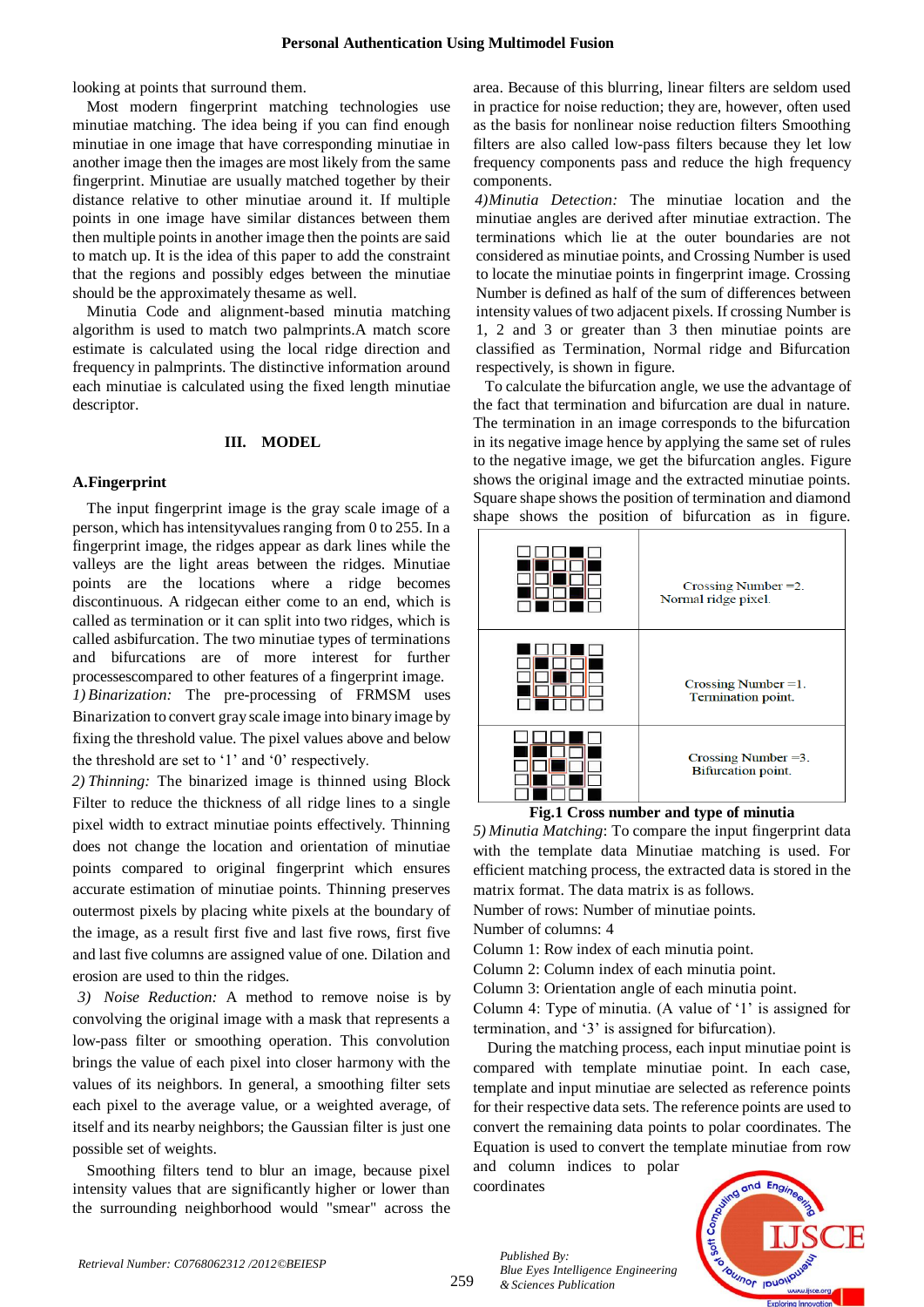looking at points that surround them.

Most modern fingerprint matching technologies use minutiae matching. The idea being if you can find enough minutiae in one image that have corresponding minutiae in another image then the images are most likely from the same fingerprint. Minutiae are usually matched together by their distance relative to other minutiae around it. If multiple points in one image have similar distances between them then multiple points in another image then the points are said to match up. It is the idea of this paper to add the constraint that the regions and possibly edges between the minutiae should be the approximately thesame as well.

Minutia Code and alignment-based minutia matching algorithm is used to match two palmprints.A match score estimate is calculated using the local ridge direction and frequency in palmprints. The distinctive information around each minutiae is calculated using the fixed length minutiae descriptor.

## III. MODEL

### A.Fingerprint

The input fingerprint image is the gray scale image of a person, which has intensityvalues ranging from 0 to 255. In a fingerprint image, the ridges appear as dark lines while the valleys are the light areas between the ridges. Minutiae points are the locations where a ridge becomes discontinuous. A ridgecan either come to an end, which is called as termination or it can split into two ridges, which is called asbifurcation. The two minutiae types of terminations and bifurcations are of more interest for further processescompared to other features of a fingerprint image.

*1) Binarization:* The pre-processing of FRMSM uses Binarization to convert gray scale image into binary image by fixing the threshold value. The pixel values above and below the threshold are set to '1' and '0' respectively.

*2) Thinning:* The binarized image is thinned using Block Filter to reduce the thickness of all ridge lines to a single pixel width to extract minutiae points effectively. Thinning does not change the location and orientation of minutiae points compared to original fingerprint which ensures accurate estimation of minutiae points. Thinning preserves outermost pixels by placing white pixels at the boundary of the image, as a result first five and last five rows, first five and last five columns are assigned value of one. Dilation and erosion are used to thin the ridges.

*3) Noise Reduction:* A method to remove noise is by convolving the original image with a mask that represents a low-pass filter or smoothing operation. This convolution brings the value of each pixel into closer harmony with the values of its neighbors. In general, a smoothing filter sets each pixel to the average value, or a weighted average, of itself and its nearby neighbors; the Gaussian filter is just one possible set of weights.

Smoothing filters tend to blur an image, because pixel intensity values that are significantly higher or lower than the surrounding neighborhood would "smear" across the area. Because of this blurring, linear filters are seldom used in practice for noise reduction; they are, however, often used as the basis for nonlinear noise reduction filters Smoothing filters are also called low-pass filters because they let low frequency components pass and reduce the high frequency components.

*4)Minutia Detection:* The minutiae location and the minutiae angles are derived after minutiae extraction. The terminations which lie at the outer boundaries are not considered as minutiae points, and Crossing Number is used to locate the minutiae points in fingerprint image. Crossing Number is defined as half of the sum of differences between intensity values of two adjacent pixels. If crossing Number is 1, 2 and 3 or greater than 3 then minutiae points are classified as Termination, Normal ridge and Bifurcation respectively, is shown in figure.

To calculate the bifurcation angle, we use the advantage of the fact that termination and bifurcation are dual in nature. The termination in an image corresponds to the bifurcation in its negative image hence by applying the same set of rules to the negative image, we get the bifurcation angles. Figure shows the original image and the extracted minutiae points. Square shape shows the position of termination and diamond shape shows the position of bifurcation as in figure.

| | |
|---|---|
| | Crossing Number =2. Normal ridge pixel. |
| | Crossing Number =1. Termination point. |
| | Crossing Number =3. Bifurcation point. |

**Fig.1 Cross number and type of minutia**

*5) Minutia Matching*: To compare the input fingerprint data with the template data Minutiae matching is used. For efficient matching process, the extracted data is stored in the matrix format. The data matrix is as follows.

Number of rows: Number of minutiae points.

Number of columns: 4

Column 1: Row index of each minutia point.

Column 2: Column index of each minutia point.

Column 3: Orientation angle of each minutia point.

Column 4: Type of minutia. (A value of '1' is assigned for termination, and '3' is assigned for bifurcation).

During the matching process, each input minutiae point is compared with template minutiae point. In each case, template and input minutiae are selected as reference points for their respective data sets. The reference points are used to convert the remaining data points to polar coordinates. The Equation is used to convert the template minutiae from row and column indices to polar coordinates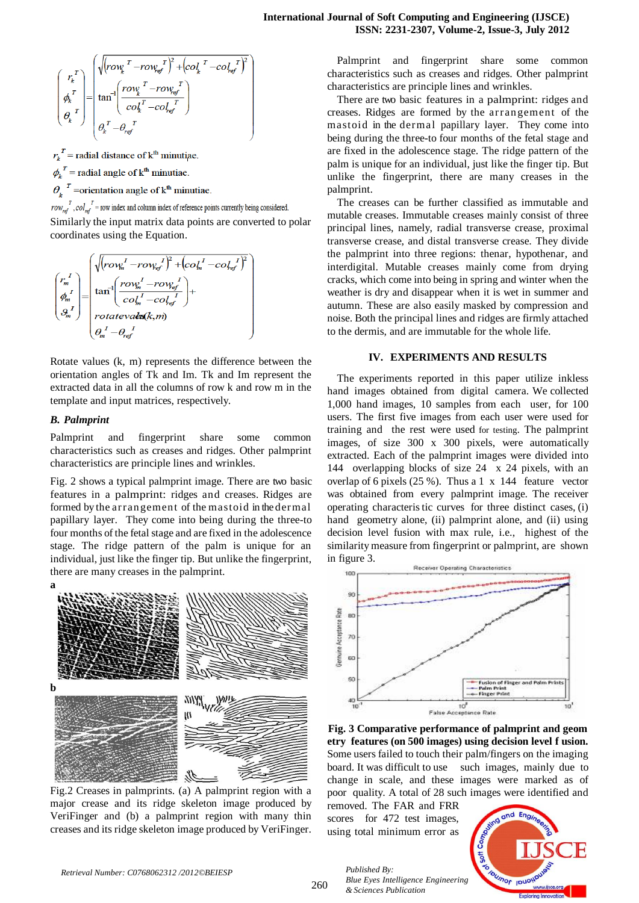$$\begin{pmatrix} r_k^T \\ \phi_k^T \\ \theta_k^T \end{pmatrix} = \begin{pmatrix} \sqrt{\left(row_k^{\,T} - row_{ref}^{\,T}\right)^2 + \left(col_k^{\,T} - col_{ref}^{\,T}\right)^2} \\ \tan^{-1}\left(\dfrac{row_k^{\,T} - row_{ref}^{\,T}}{col_k^{T} - col_{ref}^{\,T}}\right) \\ \theta_k^T - \theta_{ref}^T \end{pmatrix}$$

$r_k^T$ = radial distance of k[th] minutiae.

$\phi_k^T$ = radial angle of k[th] minutiae.

$\theta_k^T$ =orientation angle of k[th] minutiae.

$row_{ref}^T, col_{ref}^T$ = row index and column index of reference points currently being considered.

Similarly the input matrix data points are converted to polar coordinates using the Equation.

$$\begin{pmatrix} r_m^I \\ \phi_m^I \\ \vartheta_m^I \end{pmatrix} = \begin{pmatrix} \sqrt{\left(row_m^I - row_{ref}^I\right)^2 + \left(col_m^{\,I} - col_{ref}^{\,I}\right)^2} \\ \tan^{-1}\left(\dfrac{row_m^I - row_{ref}^I}{col_m^I - col_{ref}^I}\right) + rotateval(k,m) \\ \theta_m^I - \theta_{ref}^I \end{pmatrix}$$

Rotate values (k, m) represents the difference between the orientation angles of Tk and Im. Tk and Im represent the extracted data in all the columns of row k and row m in the template and input matrices, respectively.

### *B. Palmprint*

Palmprint and fingerprint share some common characteristics such as creases and ridges. Other palmprint characteristics are principle lines and wrinkles.

Fig. 2 shows a typical palmprint image. There are two basic features in a palmprint: ridges and creases. Ridges are formed by the arrangement of the mastoid in the dermal papillary layer. They come into being during the three-to four months of the fetal stage and are fixed in the adolescence stage. The ridge pattern of the palm is unique for an individual, just like the finger tip. But unlike the fingerprint, there are many creases in the palmprint.

Fig.2 Creases in palmprints. (a) A palmprint region with a major crease and its ridge skeleton image produced by VeriFinger and (b) a palmprint region with many thin creases and its ridge skeleton image produced by VeriFinger.

Palmprint and fingerprint share some common characteristics such as creases and ridges. Other palmprint characteristics are principle lines and wrinkles.

There are two basic features in a palmprint: ridges and creases. Ridges are formed by the arrangement of the mastoid in the dermal papillary layer. They come into being during the three-to four months of the fetal stage and are fixed in the adolescence stage. The ridge pattern of the palm is unique for an individual, just like the finger tip. But unlike the fingerprint, there are many creases in the palmprint.

The creases can be further classified as immutable and mutable creases. Immutable creases mainly consist of three principal lines, namely, radial transverse crease, proximal transverse crease, and distal transverse crease. They divide the palmprint into three regions: thenar, hypothenar, and interdigital. Mutable creases mainly come from drying cracks, which come into being in spring and winter when the weather is dry and disappear when it is wet in summer and autumn. These are also easily masked by compression and noise. Both the principal lines and ridges are firmly attached to the dermis, and are immutable for the whole life.

## IV. EXPERIMENTS AND RESULTS

The experiments reported in this paper utilize inkless hand images obtained from digital camera. We collected 1,000 hand images, 10 samples from each user, for 100 users. The first five images from each user were used for training and the rest were used for testing. The palmprint images, of size 300 x 300 pixels, were automatically extracted. Each of the palmprint images were divided into 144 overlapping blocks of size 24 x 24 pixels, with an overlap of 6 pixels (25 %). Thus a 1 x 144 feature vector was obtained from every palmprint image. The receiver operating characteristic curves for three distinct cases, (i) hand geometry alone, (ii) palmprint alone, and (ii) using decision level fusion with max rule, i.e., highest of the similarity measure from fingerprint or palmprint, are shown in figure 3.

**Fig. 3 Comparative performance of palmprint and geometry features (on 500 images) using decision level fusion.**

Some users failed to touch their palm/fingers on the imaging board. It was difficult to use such images, mainly due to change in scale, and these images were marked as of poor quality. A total of 28 such images were identified and removed. The FAR and FRR scores for 472 test images, using total minimum error as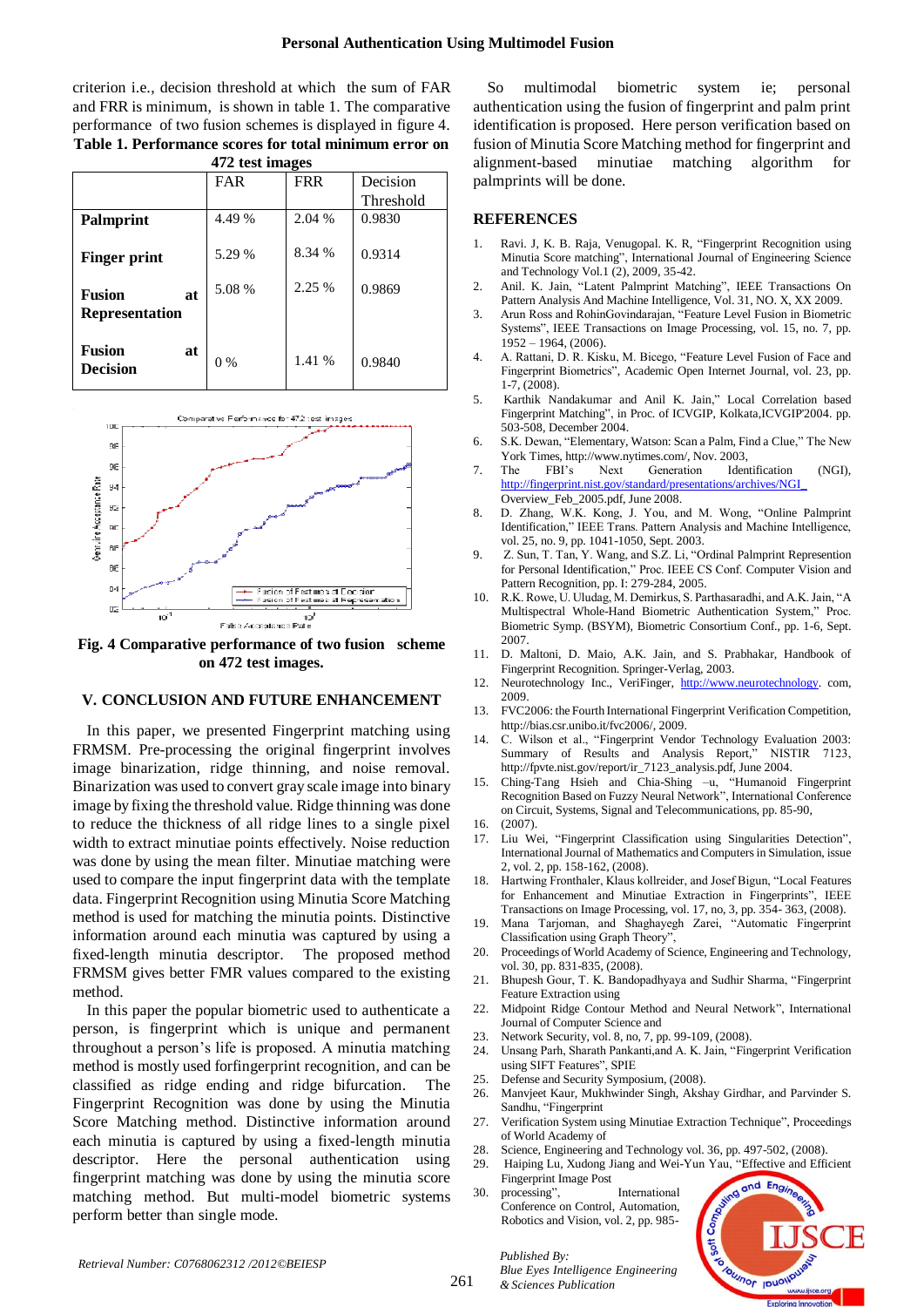criterion i.e., decision threshold at which the sum of FAR and FRR is minimum, is shown in table 1. The comparative performance of two fusion schemes is displayed in figure 4.

**Table 1. Performance scores for total minimum error on 472 test images**

| | FAR | FRR | Decision Threshold |
|---|---|---|---|
| **Palmprint** | 4.49 % | 2.04 % | 0.9830 |
| **Finger print** | 5.29 % | 8.34 % | 0.9314 |
| **Fusion at Representation** | 5.08 % | 2.25 % | 0.9869 |
| **Fusion at Decision** | 0 % | 1.41 % | 0.9840 |

**Fig. 4 Comparative performance of two fusion scheme on 472 test images.**

## V. CONCLUSION AND FUTURE ENHANCEMENT

In this paper, we presented Fingerprint matching using FRMSM. Pre-processing the original fingerprint involves image binarization, ridge thinning, and noise removal. Binarization was used to convert gray scale image into binary image by fixing the threshold value. Ridge thinning was done to reduce the thickness of all ridge lines to a single pixel width to extract minutiae points effectively. Noise reduction was done by using the mean filter. Minutiae matching were used to compare the input fingerprint data with the template data. Fingerprint Recognition using Minutia Score Matching method is used for matching the minutia points. Distinctive information around each minutia was captured by using a fixed-length minutia descriptor. The proposed method FRMSM gives better FMR values compared to the existing method.

In this paper the popular biometric used to authenticate a person, is fingerprint which is unique and permanent throughout a person's life is proposed. A minutia matching method is mostly used forfingerprint recognition, and can be classified as ridge ending and ridge bifurcation. The Fingerprint Recognition was done by using the Minutia Score Matching method. Distinctive information around each minutia is captured by using a fixed-length minutia descriptor. Here the personal authentication using fingerprint matching was done by using the minutia score matching method. But multi-model biometric systems perform better than single mode.

So multimodal biometric system ie; personal authentication using the fusion of fingerprint and palm print identification is proposed. Here person verification based on fusion of Minutia Score Matching method for fingerprint and alignment-based minutiae matching algorithm for palmprints will be done.

## REFERENCES

1. Ravi. J, K. B. Raja, Venugopal. K. R, "Fingerprint Recognition using Minutia Score matching", International Journal of Engineering Science and Technology Vol.1 (2), 2009, 35-42.
2. Anil. K. Jain, "Latent Palmprint Matching", IEEE Transactions On Pattern Analysis And Machine Intelligence, Vol. 31, NO. X, XX 2009.
3. Arun Ross and RohinGovindarajan, "Feature Level Fusion in Biometric Systems", IEEE Transactions on Image Processing, vol. 15, no. 7, pp. 1952 – 1964, (2006).
4. A. Rattani, D. R. Kisku, M. Bicego, "Feature Level Fusion of Face and Fingerprint Biometrics", Academic Open Internet Journal, vol. 23, pp. 1-7, (2008).
5. Karthik Nandakumar and Anil K. Jain," Local Correlation based Fingerprint Matching", in Proc. of ICVGIP, Kolkata,ICVGIP'2004. pp. 503-508, December 2004.
6. S.K. Dewan, "Elementary, Watson: Scan a Palm, Find a Clue," The New York Times, http://www.nytimes.com/, Nov. 2003,
7. The FBI's Next Generation Identification (NGI), http://fingerprint.nist.gov/standard/presentations/archives/NGI_Overview_Feb_2005.pdf, June 2008.
8. D. Zhang, W.K. Kong, J. You, and M. Wong, "Online Palmprint Identification," IEEE Trans. Pattern Analysis and Machine Intelligence, vol. 25, no. 9, pp. 1041-1050, Sept. 2003.
9. Z. Sun, T. Tan, Y. Wang, and S.Z. Li, "Ordinal Palmprint Represention for Personal Identification," Proc. IEEE CS Conf. Computer Vision and Pattern Recognition, pp. I: 279-284, 2005.
10. R.K. Rowe, U. Uludag, M. Demirkus, S. Parthasaradhi, and A.K. Jain, "A Multispectral Whole-Hand Biometric Authentication System," Proc. Biometric Symp. (BSYM), Biometric Consortium Conf., pp. 1-6, Sept. 2007.
11. D. Maltoni, D. Maio, A.K. Jain, and S. Prabhakar, Handbook of Fingerprint Recognition. Springer-Verlag, 2003.
12. Neurotechnology Inc., VeriFinger, http://www.neurotechnology. com, 2009.
13. FVC2006: the Fourth International Fingerprint Verification Competition, http://bias.csr.unibo.it/fvc2006/, 2009.
14. C. Wilson et al., "Fingerprint Vendor Technology Evaluation 2003: Summary of Results and Analysis Report," NISTIR 7123, http://fpvte.nist.gov/report/ir_7123_analysis.pdf, June 2004.
15. Ching-Tang Hsieh and Chia-Shing –u, "Humanoid Fingerprint Recognition Based on Fuzzy Neural Network", International Conference on Circuit, Systems, Signal and Telecommunications, pp. 85-90,
16. (2007).
17. Liu Wei, "Fingerprint Classification using Singularities Detection", International Journal of Mathematics and Computers in Simulation, issue 2, vol. 2, pp. 158-162, (2008).
18. Hartwing Fronthaler, Klaus kollreider, and Josef Bigun, "Local Features for Enhancement and Minutiae Extraction in Fingerprints", IEEE Transactions on Image Processing, vol. 17, no, 3, pp. 354- 363, (2008).
19. Mana Tarjoman, and Shaghayegh Zarei, "Automatic Fingerprint Classification using Graph Theory",
20. Proceedings of World Academy of Science, Engineering and Technology, vol. 30, pp. 831-835, (2008).
21. Bhupesh Gour, T. K. Bandopadhyaya and Sudhir Sharma, "Fingerprint Feature Extraction using
22. Midpoint Ridge Contour Method and Neural Network", International Journal of Computer Science and
23. Network Security, vol. 8, no, 7, pp. 99-109, (2008).
24. Unsang Park, Sharath Pankanti,and A. K. Jain, "Fingerprint Verification using SIFT Features", SPIE
25. Defense and Security Symposium, (2008).
26. Manvjeet Kaur, Mukhwinder Singh, Akshay Girdhar, and Parvinder S. Sandhu, "Fingerprint
27. Verification System using Minutiae Extraction Technique", Proceedings of World Academy of
28. Science, Engineering and Technology vol. 36, pp. 497-502, (2008).
29. Haiping Lu, Xudong Jiang and Wei-Yun Yau, "Effective and Efficient Fingerprint Image Post
30. processing", International Conference on Control, Automation, Robotics and Vision, vol. 2, pp. 985-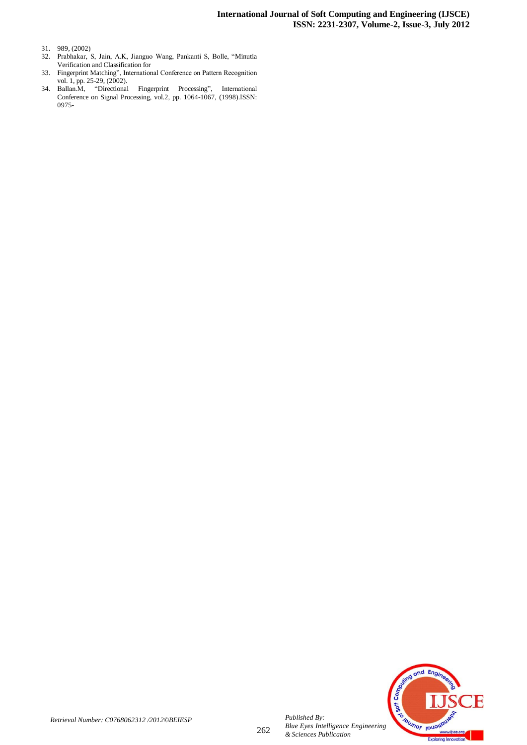31. 989, (2002)
32. Prabhakar, S, Jain, A.K, Jianguo Wang, Pankanti S, Bolle, "Minutia Verification and Classification for
33. Fingerprint Matching", International Conference on Pattern Recognition vol. 1, pp. 25-29, (2002).
34. Ballan.M, "Directional Fingerprint Processing", International Conference on Signal Processing, vol.2, pp. 1064-1067, (1998).ISSN: 0975-